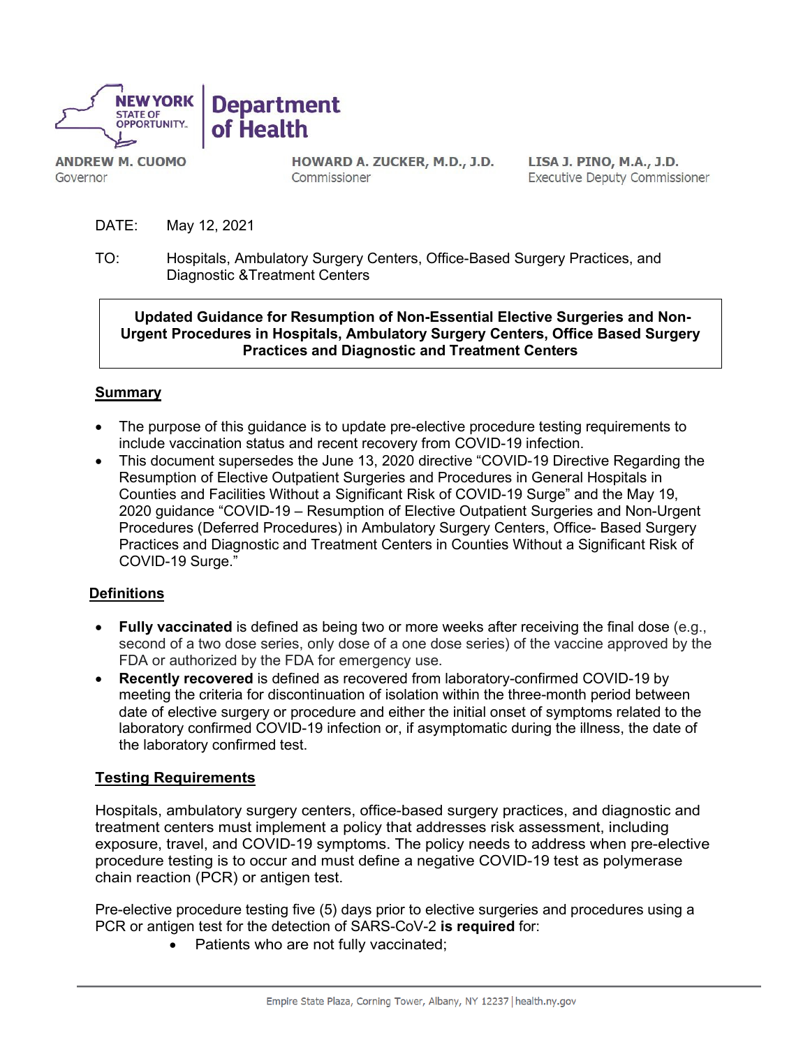NEW YORK STATE OF OPPORTUNITY. | Department of Health

**ANDREW M. CUOMO**
Governor

**HOWARD A. ZUCKER, M.D., J.D.**
Commissioner

**LISA J. PINO, M.A., J.D.**
Executive Deputy Commissioner

DATE: May 12, 2021

TO: Hospitals, Ambulatory Surgery Centers, Office-Based Surgery Practices, and Diagnostic &Treatment Centers

**Updated Guidance for Resumption of Non-Essential Elective Surgeries and Non-Urgent Procedures in Hospitals, Ambulatory Surgery Centers, Office Based Surgery Practices and Diagnostic and Treatment Centers**

## Summary

- The purpose of this guidance is to update pre-elective procedure testing requirements to include vaccination status and recent recovery from COVID-19 infection.
- This document supersedes the June 13, 2020 directive "COVID-19 Directive Regarding the Resumption of Elective Outpatient Surgeries and Procedures in General Hospitals in Counties and Facilities Without a Significant Risk of COVID-19 Surge" and the May 19, 2020 guidance "COVID-19 – Resumption of Elective Outpatient Surgeries and Non-Urgent Procedures (Deferred Procedures) in Ambulatory Surgery Centers, Office- Based Surgery Practices and Diagnostic and Treatment Centers in Counties Without a Significant Risk of COVID-19 Surge."

## Definitions

- **Fully vaccinated** is defined as being two or more weeks after receiving the final dose (e.g., second of a two dose series, only dose of a one dose series) of the vaccine approved by the FDA or authorized by the FDA for emergency use.
- **Recently recovered** is defined as recovered from laboratory-confirmed COVID-19 by meeting the criteria for discontinuation of isolation within the three-month period between date of elective surgery or procedure and either the initial onset of symptoms related to the laboratory confirmed COVID-19 infection or, if asymptomatic during the illness, the date of the laboratory confirmed test.

## Testing Requirements

Hospitals, ambulatory surgery centers, office-based surgery practices, and diagnostic and treatment centers must implement a policy that addresses risk assessment, including exposure, travel, and COVID-19 symptoms. The policy needs to address when pre-elective procedure testing is to occur and must define a negative COVID-19 test as polymerase chain reaction (PCR) or antigen test.

Pre-elective procedure testing five (5) days prior to elective surgeries and procedures using a PCR or antigen test for the detection of SARS-CoV-2 **is required** for:

- Patients who are not fully vaccinated;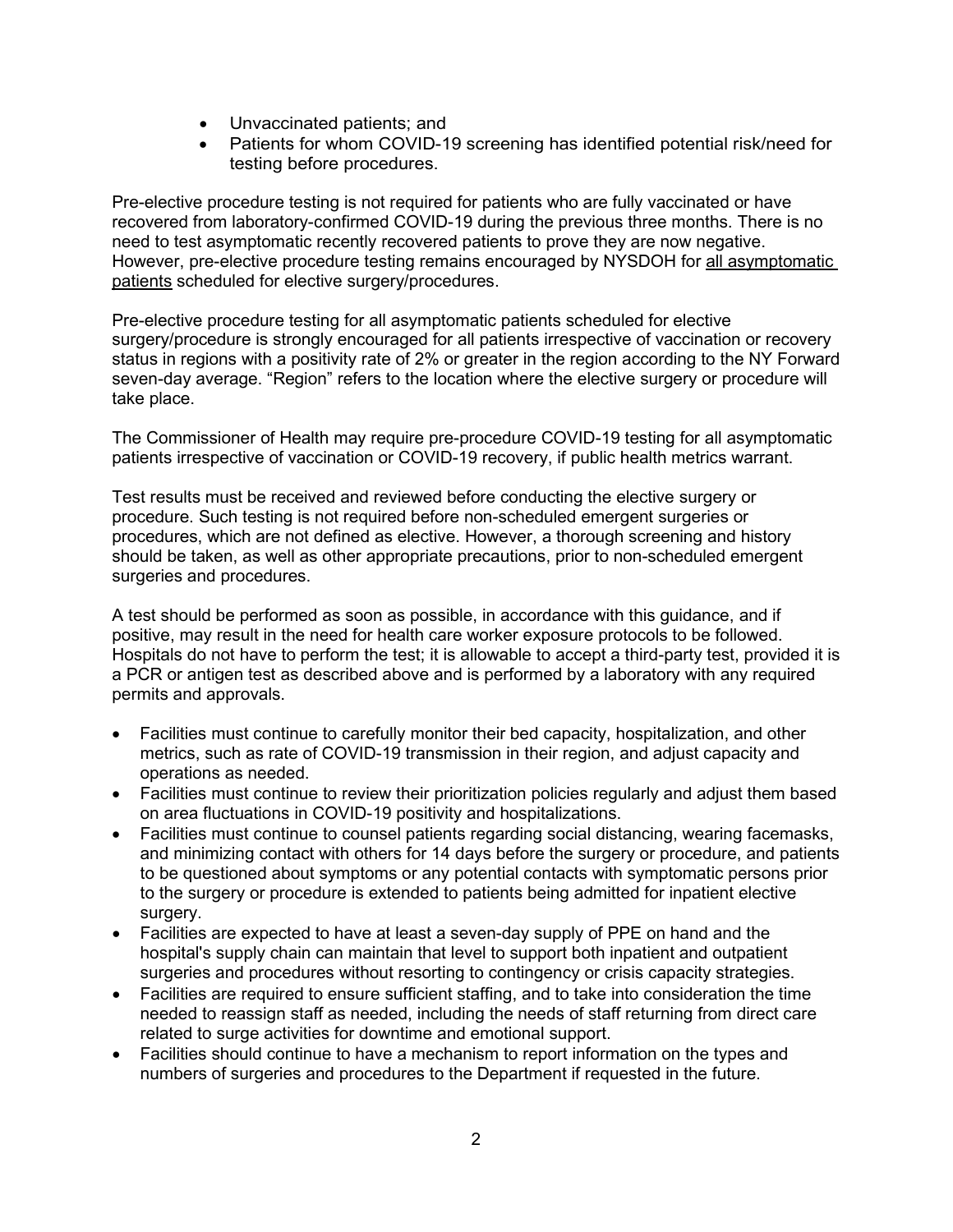- Unvaccinated patients; and
- Patients for whom COVID-19 screening has identified potential risk/need for testing before procedures.

Pre-elective procedure testing is not required for patients who are fully vaccinated or have recovered from laboratory-confirmed COVID-19 during the previous three months. There is no need to test asymptomatic recently recovered patients to prove they are now negative. However, pre-elective procedure testing remains encouraged by NYSDOH for <u>all asymptomatic patients</u> scheduled for elective surgery/procedures.

Pre-elective procedure testing for all asymptomatic patients scheduled for elective surgery/procedure is strongly encouraged for all patients irrespective of vaccination or recovery status in regions with a positivity rate of 2% or greater in the region according to the NY Forward seven-day average. "Region" refers to the location where the elective surgery or procedure will take place.

The Commissioner of Health may require pre-procedure COVID-19 testing for all asymptomatic patients irrespective of vaccination or COVID-19 recovery, if public health metrics warrant.

Test results must be received and reviewed before conducting the elective surgery or procedure. Such testing is not required before non-scheduled emergent surgeries or procedures, which are not defined as elective. However, a thorough screening and history should be taken, as well as other appropriate precautions, prior to non-scheduled emergent surgeries and procedures.

A test should be performed as soon as possible, in accordance with this guidance, and if positive, may result in the need for health care worker exposure protocols to be followed. Hospitals do not have to perform the test; it is allowable to accept a third-party test, provided it is a PCR or antigen test as described above and is performed by a laboratory with any required permits and approvals.

- Facilities must continue to carefully monitor their bed capacity, hospitalization, and other metrics, such as rate of COVID-19 transmission in their region, and adjust capacity and operations as needed.
- Facilities must continue to review their prioritization policies regularly and adjust them based on area fluctuations in COVID-19 positivity and hospitalizations.
- Facilities must continue to counsel patients regarding social distancing, wearing facemasks, and minimizing contact with others for 14 days before the surgery or procedure, and patients to be questioned about symptoms or any potential contacts with symptomatic persons prior to the surgery or procedure is extended to patients being admitted for inpatient elective surgery.
- Facilities are expected to have at least a seven-day supply of PPE on hand and the hospital's supply chain can maintain that level to support both inpatient and outpatient surgeries and procedures without resorting to contingency or crisis capacity strategies.
- Facilities are required to ensure sufficient staffing, and to take into consideration the time needed to reassign staff as needed, including the needs of staff returning from direct care related to surge activities for downtime and emotional support.
- Facilities should continue to have a mechanism to report information on the types and numbers of surgeries and procedures to the Department if requested in the future.